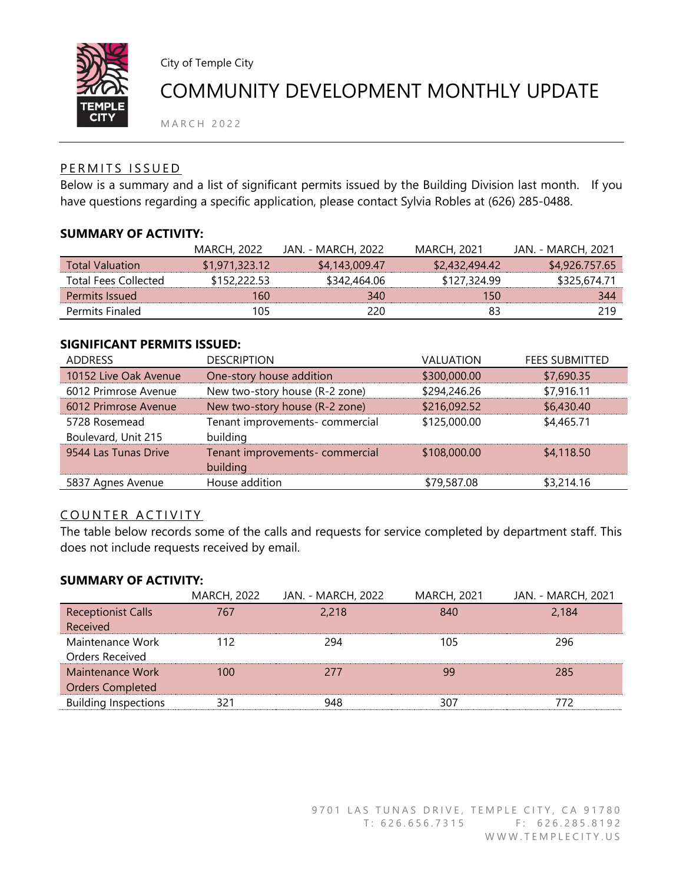City of Temple City

# COMMUNITY DEVELOPMENT MONTHLY UPDATE

MARCH 2022

## PERMITS ISSUED

Below is a summary and a list of significant permits issued by the Building Division last month. If you have questions regarding a specific application, please contact Sylvia Robles at (626) 285-0488.

### SUMMARY OF ACTIVITY:

| | MARCH, 2022 | JAN. - MARCH, 2022 | MARCH, 2021 | JAN. - MARCH, 2021 |
|---|---|---|---|---|
| Total Valuation | $1,971,323.12 | $4,143,009.47 | $2,432,494.42 | $4,926.757.65 |
| Total Fees Collected | $152,222.53 | $342,464.06 | $127,324.99 | $325,674.71 |
| Permits Issued | 160 | 340 | 150 | 344 |
| Permits Finaled | 105 | 220 | 83 | 219 |

### SIGNIFICANT PERMITS ISSUED:

| ADDRESS | DESCRIPTION | VALUATION | FEES SUBMITTED |
|---|---|---|---|
| 10152 Live Oak Avenue | One-story house addition | $300,000.00 | $7,690.35 |
| 6012 Primrose Avenue | New two-story house (R-2 zone) | $294,246.26 | $7,916.11 |
| 6012 Primrose Avenue | New two-story house (R-2 zone) | $216,092.52 | $6,430.40 |
| 5728 Rosemead Boulevard, Unit 215 | Tenant improvements- commercial building | $125,000.00 | $4,465.71 |
| 9544 Las Tunas Drive | Tenant improvements- commercial building | $108,000.00 | $4,118.50 |
| 5837 Agnes Avenue | House addition | $79,587.08 | $3,214.16 |

## COUNTER ACTIVITY

The table below records some of the calls and requests for service completed by department staff. This does not include requests received by email.

### SUMMARY OF ACTIVITY:

| | MARCH, 2022 | JAN. - MARCH, 2022 | MARCH, 2021 | JAN. - MARCH, 2021 |
|---|---|---|---|---|
| Receptionist Calls Received | 767 | 2,218 | 840 | 2,184 |
| Maintenance Work Orders Received | 112 | 294 | 105 | 296 |
| Maintenance Work Orders Completed | 100 | 277 | 99 | 285 |
| Building Inspections | 321 | 948 | 307 | 772 |

9701 LAS TUNAS DRIVE, TEMPLE CITY, CA 91780
T: 626.656.7315 F: 626.285.8192
WWW.TEMPLECITY.US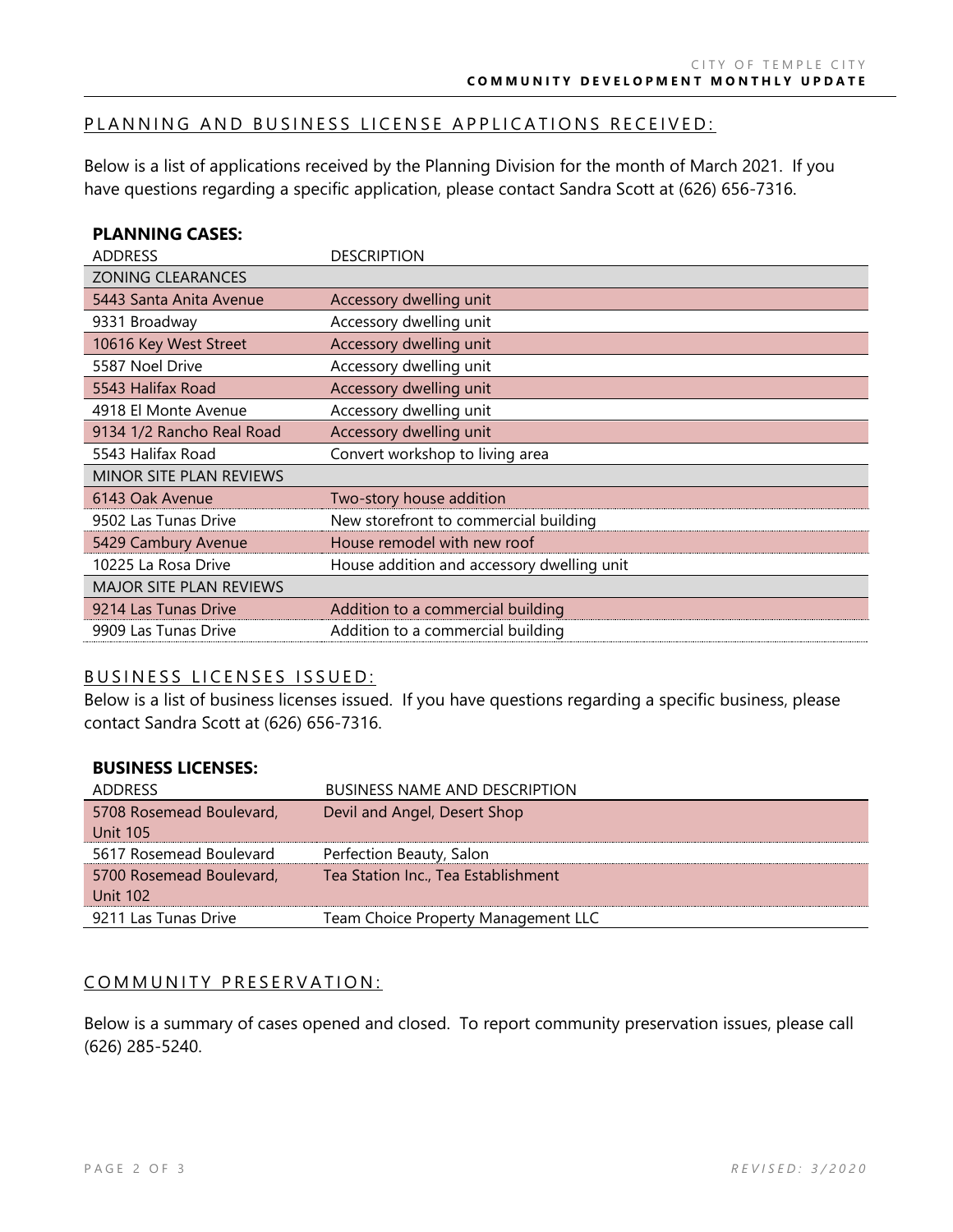## PLANNING AND BUSINESS LICENSE APPLICATIONS RECEIVED:

Below is a list of applications received by the Planning Division for the month of March 2021. If you have questions regarding a specific application, please contact Sandra Scott at (626) 656-7316.

### PLANNING CASES:

| ADDRESS | DESCRIPTION |
|---|---|
| ZONING CLEARANCES | |
| 5443 Santa Anita Avenue | Accessory dwelling unit |
| 9331 Broadway | Accessory dwelling unit |
| 10616 Key West Street | Accessory dwelling unit |
| 5587 Noel Drive | Accessory dwelling unit |
| 5543 Halifax Road | Accessory dwelling unit |
| 4918 El Monte Avenue | Accessory dwelling unit |
| 9134 1/2 Rancho Real Road | Accessory dwelling unit |
| 5543 Halifax Road | Convert workshop to living area |
| MINOR SITE PLAN REVIEWS | |
| 6143 Oak Avenue | Two-story house addition |
| 9502 Las Tunas Drive | New storefront to commercial building |
| 5429 Cambury Avenue | House remodel with new roof |
| 10225 La Rosa Drive | House addition and accessory dwelling unit |
| MAJOR SITE PLAN REVIEWS | |
| 9214 Las Tunas Drive | Addition to a commercial building |
| 9909 Las Tunas Drive | Addition to a commercial building |

## BUSINESS LICENSES ISSUED:

Below is a list of business licenses issued. If you have questions regarding a specific business, please contact Sandra Scott at (626) 656-7316.

### BUSINESS LICENSES:

| ADDRESS | BUSINESS NAME AND DESCRIPTION |
|---|---|
| 5708 Rosemead Boulevard, Unit 105 | Devil and Angel, Desert Shop |
| 5617 Rosemead Boulevard | Perfection Beauty, Salon |
| 5700 Rosemead Boulevard, Unit 102 | Tea Station Inc., Tea Establishment |
| 9211 Las Tunas Drive | Team Choice Property Management LLC |

## COMMUNITY PRESERVATION:

Below is a summary of cases opened and closed. To report community preservation issues, please call (626) 285-5240.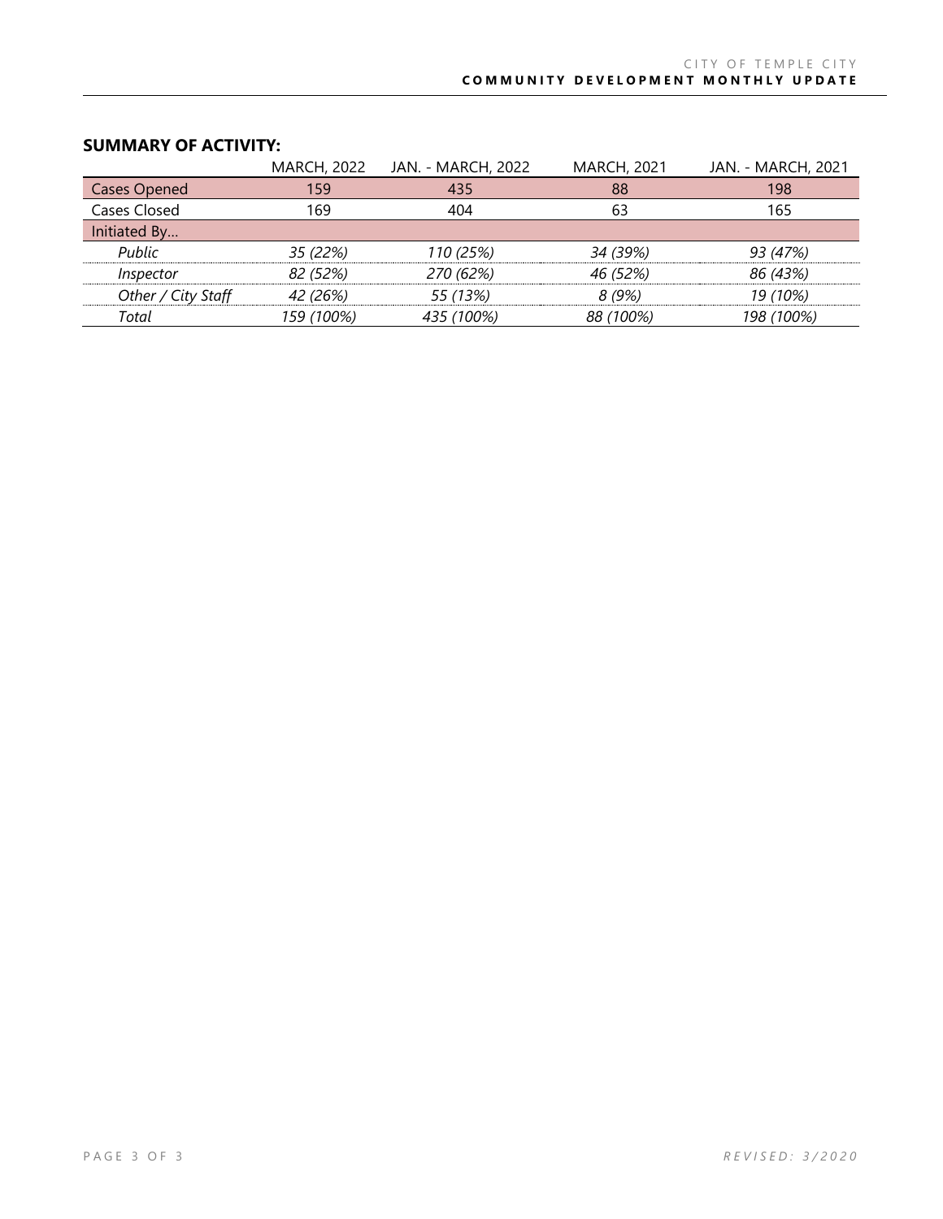## SUMMARY OF ACTIVITY:

| | MARCH, 2022 | JAN. - MARCH, 2022 | MARCH, 2021 | JAN. - MARCH, 2021 |
|---|---|---|---|---|
| Cases Opened | 159 | 435 | 88 | 198 |
| Cases Closed | 169 | 404 | 63 | 165 |
| Initiated By… | | | | |
| *Public* | *35 (22%)* | *110 (25%)* | *34 (39%)* | *93 (47%)* |
| *Inspector* | *82 (52%)* | *270 (62%)* | *46 (52%)* | *86 (43%)* |
| *Other / City Staff* | *42 (26%)* | *55 (13%)* | *8 (9%)* | *19 (10%)* |
| *Total* | *159 (100%)* | *435 (100%)* | *88 (100%)* | *198 (100%)* |